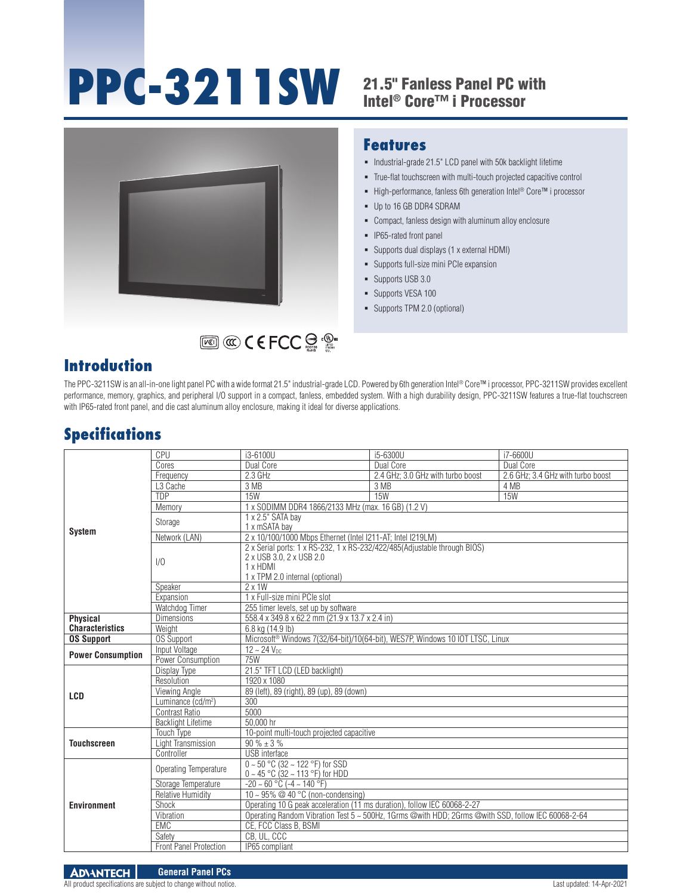# PPC-3211SW

## 21.5" Fanless Panel PC with Intel® Core™ i Processor

## Features

- Industrial-grade 21.5" LCD panel with 50k backlight lifetime
- True-flat touchscreen with multi-touch projected capacitive control
- High-performance, fanless 6th generation Intel® Core™ i processor
- Up to 16 GB DDR4 SDRAM
- Compact, fanless design with aluminum alloy enclosure
- IP65-rated front panel
- Supports dual displays (1 x external HDMI)
- Supports full-size mini PCIe expansion
- Supports USB 3.0
- Supports VESA 100
- Supports TPM 2.0 (optional)

## Introduction

The PPC-3211SW is an all-in-one light panel PC with a wide format 21.5" industrial-grade LCD. Powered by 6th generation Intel® Core™ i processor, PPC-3211SW provides excellent performance, memory, graphics, and peripheral I/O support in a compact, fanless, embedded system. With a high durability design, PPC-3211SW features a true-flat touchscreen with IP65-rated front panel, and die cast aluminum alloy enclosure, making it ideal for diverse applications.

## Specifications

| | | | | |
|---|---|---|---|---|
| **System** | CPU | i3-6100U | i5-6300U | i7-6600U |
| | Cores | Dual Core | Dual Core | Dual Core |
| | Frequency | 2.3 GHz | 2.4 GHz; 3.0 GHz with turbo boost | 2.6 GHz; 3.4 GHz with turbo boost |
| | L3 Cache | 3 MB | 3 MB | 4 MB |
| | TDP | 15W | 15W | 15W |
| | Memory | 1 x SODIMM DDR4 1866/2133 MHz (max. 16 GB) (1.2 V) | | |
| | Storage | 1 x 2.5" SATA bay<br>1 x mSATA bay | | |
| | Network (LAN) | 2 x 10/100/1000 Mbps Ethernet (Intel I211-AT; Intel I219LM) | | |
| | I/O | 2 x Serial ports: 1 x RS-232, 1 x RS-232/422/485(Adjustable through BIOS)<br>2 x USB 3.0, 2 x USB 2.0<br>1 x HDMI<br>1 x TPM 2.0 internal (optional) | | |
| | Speaker | 2 x 1W | | |
| | Expansion | 1 x Full-size mini PCIe slot | | |
| | Watchdog Timer | 255 timer levels, set up by software | | |
| **Physical Characteristics** | Dimensions | 558.4 x 349.8 x 62.2 mm (21.9 x 13.7 x 2.4 in) | | |
| | Weight | 6.8 kg (14.9 lb) | | |
| **OS Support** | OS Support | Microsoft® Windows 7(32/64-bit)/10(64-bit), WES7P, Windows 10 IOT LTSC, Linux | | |
| **Power Consumption** | Input Voltage | 12 ~ 24 $V_{DC}$ | | |
| | Power Consumption | 75W | | |
| **LCD** | Display Type | 21.5" TFT LCD (LED backlight) | | |
| | Resolution | 1920 x 1080 | | |
| | Viewing Angle | 89 (left), 89 (right), 89 (up), 89 (down) | | |
| | Luminance (cd/m²) | 300 | | |
| | Contrast Ratio | 5000 | | |
| | Backlight Lifetime | 50,000 hr | | |
| **Touchscreen** | Touch Type | 10-point multi-touch projected capacitive | | |
| | Light Transmission | 90 % ± 3 % | | |
| | Controller | USB interface | | |
| **Environment** | Operating Temperature | 0 ~ 50 °C (32 ~ 122 °F) for SSD<br>0 ~ 45 °C (32 ~ 113 °F) for HDD | | |
| | Storage Temperature | -20 ~ 60 °C (-4 ~ 140 °F) | | |
| | Relative Humidity | 10 ~ 95% @ 40 °C (non-condensing) | | |
| | Shock | Operating 10 G peak acceleration (11 ms duration), follow IEC 60068-2-27 | | |
| | Vibration | Operating Random Vibration Test 5 ~ 500Hz, 1Grms @with HDD; 2Grms @with SSD, follow IEC 60068-2-64 | | |
| | EMC | CE, FCC Class B, BSMI | | |
| | Safety | CB, UL, CCC | | |
| | Front Panel Protection | IP65 compliant | | |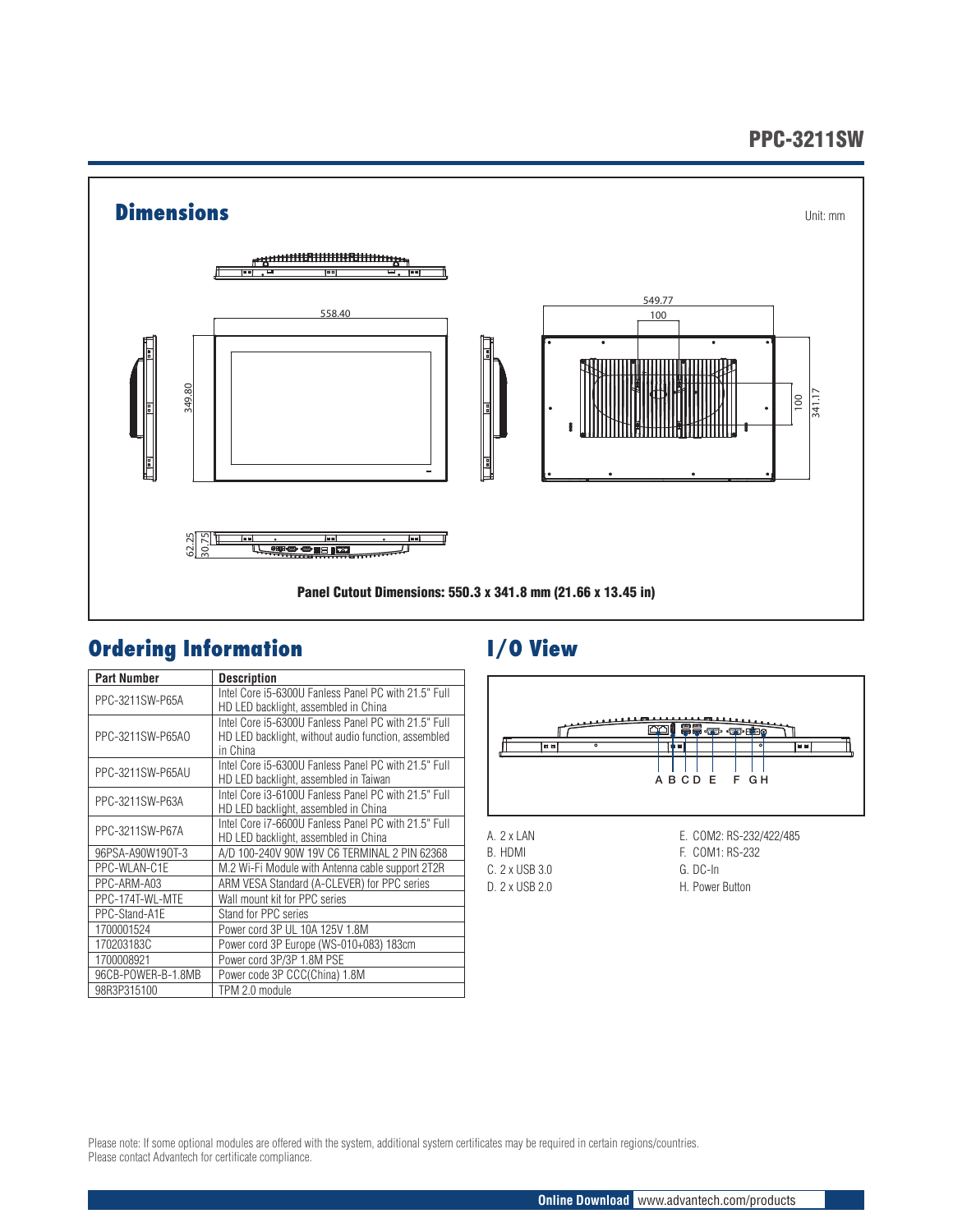## Dimensions

Unit: mm

558.40

349.80

549.77

100

100

341.17

62.25

30.75

**Panel Cutout Dimensions: 550.3 x 341.8 mm (21.66 x 13.45 in)**

## Ordering Information

| Part Number | Description |
|---|---|
| PPC-3211SW-P65A | Intel Core i5-6300U Fanless Panel PC with 21.5" Full HD LED backlight, assembled in China |
| PPC-3211SW-P65AO | Intel Core i5-6300U Fanless Panel PC with 21.5" Full HD LED backlight, without audio function, assembled in China |
| PPC-3211SW-P65AU | Intel Core i5-6300U Fanless Panel PC with 21.5" Full HD LED backlight, assembled in Taiwan |
| PPC-3211SW-P63A | Intel Core i3-6100U Fanless Panel PC with 21.5" Full HD LED backlight, assembled in China |
| PPC-3211SW-P67A | Intel Core i7-6600U Fanless Panel PC with 21.5" Full HD LED backlight, assembled in China |
| 96PSA-A90W19OT-3 | A/D 100-240V 90W 19V C6 TERMINAL 2 PIN 62368 |
| PPC-WLAN-C1E | M.2 Wi-Fi Module with Antenna cable support 2T2R |
| PPC-ARM-A03 | ARM VESA Standard (A-CLEVER) for PPC series |
| PPC-174T-WL-MTE | Wall mount kit for PPC series |
| PPC-Stand-A1E | Stand for PPC series |
| 1700001524 | Power cord 3P UL 10A 125V 1.8M |
| 170203183C | Power cord 3P Europe (WS-010+083) 183cm |
| 1700008921 | Power cord 3P/3P 1.8M PSE |
| 96CB-POWER-B-1.8MB | Power code 3P CCC(China) 1.8M |
| 98R3P315100 | TPM 2.0 module |

## I/O View

A B C D E F G H

- A. 2 x LAN
- B. HDMI
- C. 2 x USB 3.0
- D. 2 x USB 2.0
- E. COM2: RS-232/422/485
- F. COM1: RS-232
- G. DC-In
- H. Power Button

Please note: If some optional modules are offered with the system, additional system certificates may be required in certain regions/countries.
Please contact Advantech for certificate compliance.